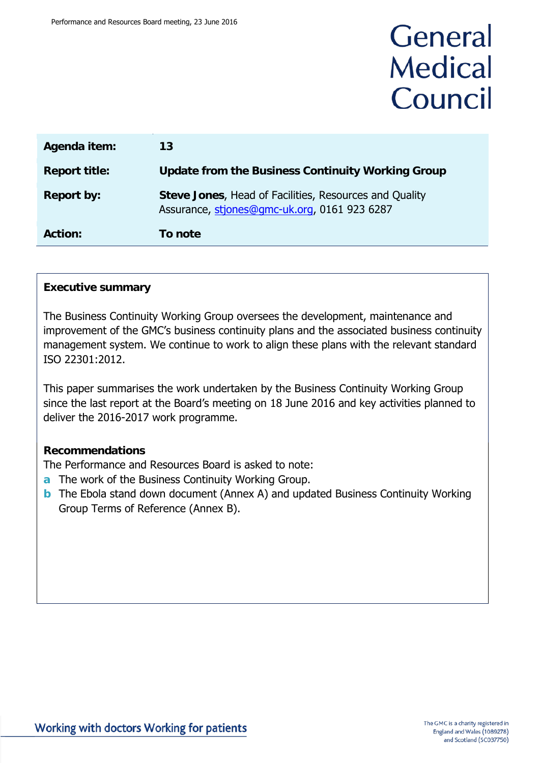General Medical Council

| | |
|---|---|
| **Agenda item:** | **13** |
| **Report title:** | **Update from the Business Continuity Working Group** |
| **Report by:** | **Steve Jones**, Head of Facilities, Resources and Quality Assurance, stjones@gmc-uk.org, 0161 923 6287 |
| **Action:** | **To note** |

## Executive summary

The Business Continuity Working Group oversees the development, maintenance and improvement of the GMC's business continuity plans and the associated business continuity management system. We continue to work to align these plans with the relevant standard ISO 22301:2012.

This paper summarises the work undertaken by the Business Continuity Working Group since the last report at the Board's meeting on 18 June 2016 and key activities planned to deliver the 2016-2017 work programme.

### Recommendations

The Performance and Resources Board is asked to note:

- **a** The work of the Business Continuity Working Group.
- **b** The Ebola stand down document (Annex A) and updated Business Continuity Working Group Terms of Reference (Annex B).

Working with doctors Working for patients

The GMC is a charity registered in England and Wales (1089278) and Scotland (SC037750)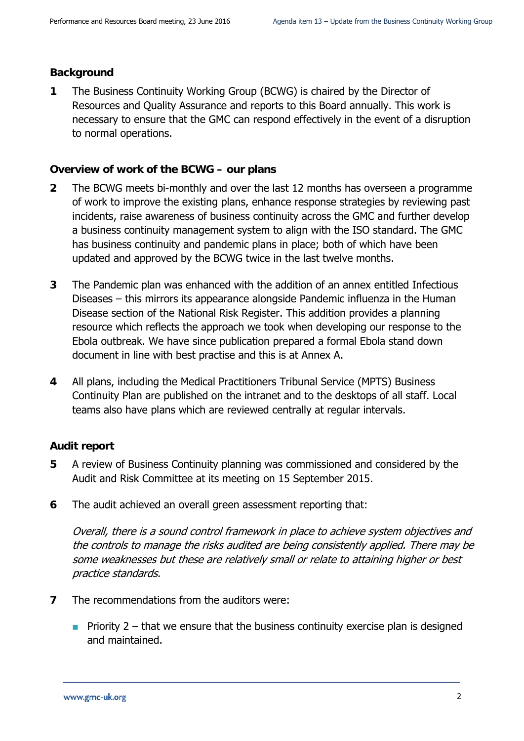## Background

**1** The Business Continuity Working Group (BCWG) is chaired by the Director of Resources and Quality Assurance and reports to this Board annually. This work is necessary to ensure that the GMC can respond effectively in the event of a disruption to normal operations.

## Overview of work of the BCWG – our plans

**2** The BCWG meets bi-monthly and over the last 12 months has overseen a programme of work to improve the existing plans, enhance response strategies by reviewing past incidents, raise awareness of business continuity across the GMC and further develop a business continuity management system to align with the ISO standard. The GMC has business continuity and pandemic plans in place; both of which have been updated and approved by the BCWG twice in the last twelve months.

**3** The Pandemic plan was enhanced with the addition of an annex entitled Infectious Diseases – this mirrors its appearance alongside Pandemic influenza in the Human Disease section of the National Risk Register. This addition provides a planning resource which reflects the approach we took when developing our response to the Ebola outbreak. We have since publication prepared a formal Ebola stand down document in line with best practise and this is at Annex A.

**4** All plans, including the Medical Practitioners Tribunal Service (MPTS) Business Continuity Plan are published on the intranet and to the desktops of all staff. Local teams also have plans which are reviewed centrally at regular intervals.

## Audit report

**5** A review of Business Continuity planning was commissioned and considered by the Audit and Risk Committee at its meeting on 15 September 2015.

**6** The audit achieved an overall green assessment reporting that:

*Overall, there is a sound control framework in place to achieve system objectives and the controls to manage the risks audited are being consistently applied. There may be some weaknesses but these are relatively small or relate to attaining higher or best practice standards.*

**7** The recommendations from the auditors were:

- Priority 2 – that we ensure that the business continuity exercise plan is designed and maintained.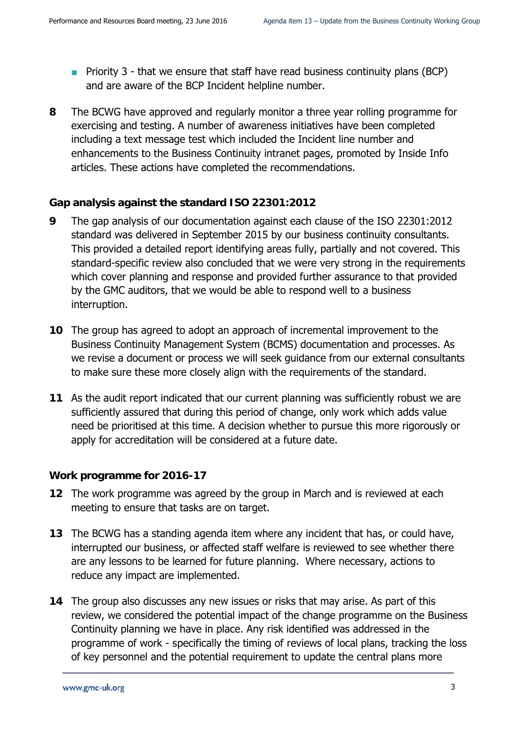- Priority 3 - that we ensure that staff have read business continuity plans (BCP) and are aware of the BCP Incident helpline number.

**8** The BCWG have approved and regularly monitor a three year rolling programme for exercising and testing. A number of awareness initiatives have been completed including a text message test which included the Incident line number and enhancements to the Business Continuity intranet pages, promoted by Inside Info articles. These actions have completed the recommendations.

### Gap analysis against the standard ISO 22301:2012

**9** The gap analysis of our documentation against each clause of the ISO 22301:2012 standard was delivered in September 2015 by our business continuity consultants. This provided a detailed report identifying areas fully, partially and not covered. This standard-specific review also concluded that we were very strong in the requirements which cover planning and response and provided further assurance to that provided by the GMC auditors, that we would be able to respond well to a business interruption.

**10** The group has agreed to adopt an approach of incremental improvement to the Business Continuity Management System (BCMS) documentation and processes. As we revise a document or process we will seek guidance from our external consultants to make sure these more closely align with the requirements of the standard.

**11** As the audit report indicated that our current planning was sufficiently robust we are sufficiently assured that during this period of change, only work which adds value need be prioritised at this time. A decision whether to pursue this more rigorously or apply for accreditation will be considered at a future date.

### Work programme for 2016-17

**12** The work programme was agreed by the group in March and is reviewed at each meeting to ensure that tasks are on target.

**13** The BCWG has a standing agenda item where any incident that has, or could have, interrupted our business, or affected staff welfare is reviewed to see whether there are any lessons to be learned for future planning. Where necessary, actions to reduce any impact are implemented.

**14** The group also discusses any new issues or risks that may arise. As part of this review, we considered the potential impact of the change programme on the Business Continuity planning we have in place. Any risk identified was addressed in the programme of work - specifically the timing of reviews of local plans, tracking the loss of key personnel and the potential requirement to update the central plans more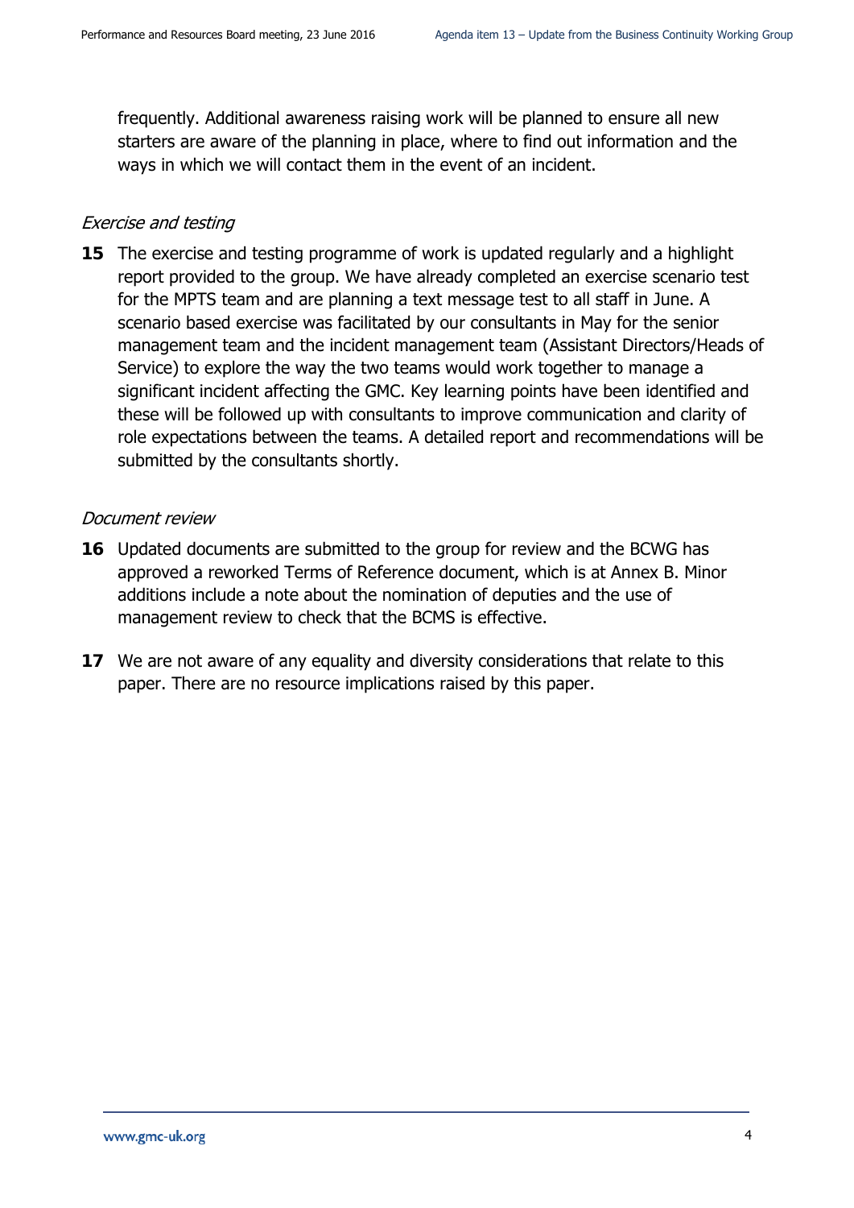frequently. Additional awareness raising work will be planned to ensure all new starters are aware of the planning in place, where to find out information and the ways in which we will contact them in the event of an incident.

*Exercise and testing*

**15** The exercise and testing programme of work is updated regularly and a highlight report provided to the group. We have already completed an exercise scenario test for the MPTS team and are planning a text message test to all staff in June. A scenario based exercise was facilitated by our consultants in May for the senior management team and the incident management team (Assistant Directors/Heads of Service) to explore the way the two teams would work together to manage a significant incident affecting the GMC. Key learning points have been identified and these will be followed up with consultants to improve communication and clarity of role expectations between the teams. A detailed report and recommendations will be submitted by the consultants shortly.

*Document review*

**16** Updated documents are submitted to the group for review and the BCWG has approved a reworked Terms of Reference document, which is at Annex B. Minor additions include a note about the nomination of deputies and the use of management review to check that the BCMS is effective.

**17** We are not aware of any equality and diversity considerations that relate to this paper. There are no resource implications raised by this paper.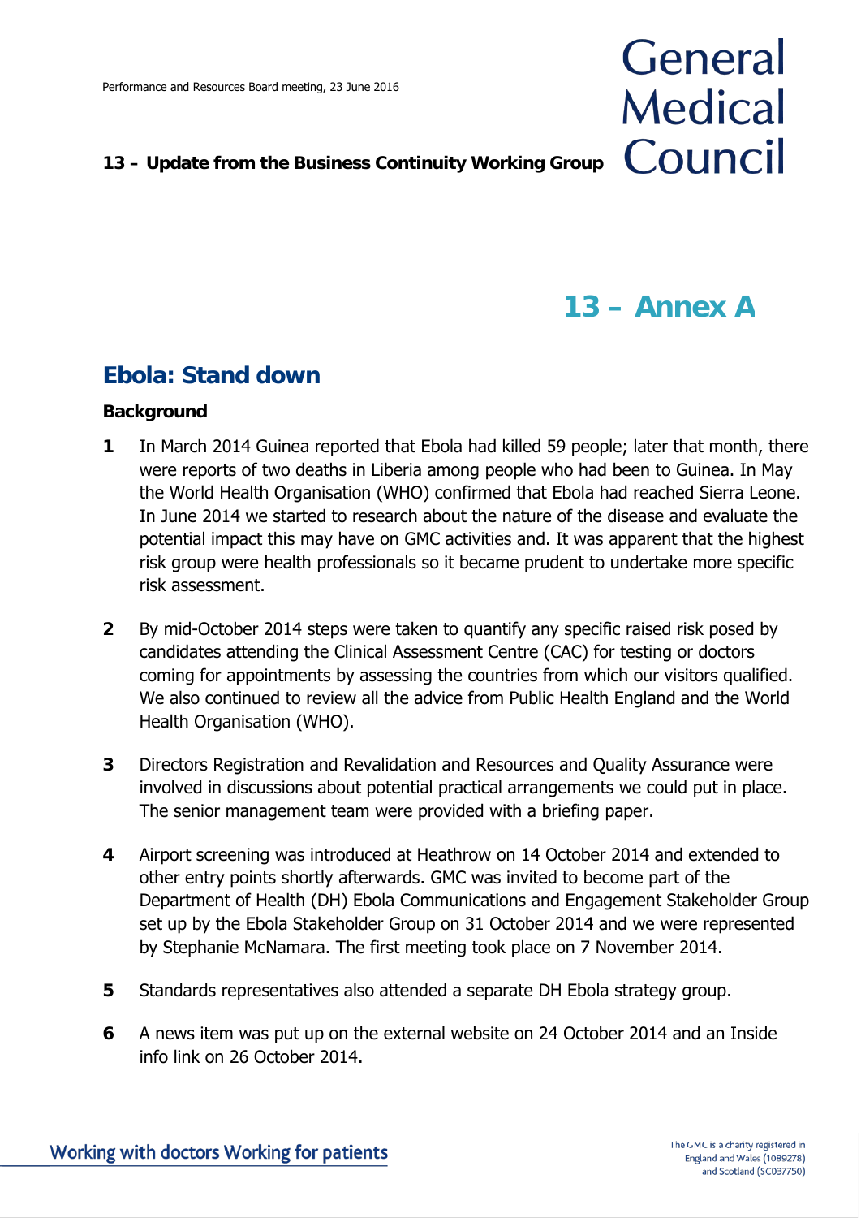Performance and Resources Board meeting, 23 June 2016

**13 – Update from the Business Continuity Working Group**

# 13 – Annex A

## Ebola: Stand down

**Background**

**1** In March 2014 Guinea reported that Ebola had killed 59 people; later that month, there were reports of two deaths in Liberia among people who had been to Guinea. In May the World Health Organisation (WHO) confirmed that Ebola had reached Sierra Leone. In June 2014 we started to research about the nature of the disease and evaluate the potential impact this may have on GMC activities and. It was apparent that the highest risk group were health professionals so it became prudent to undertake more specific risk assessment.

**2** By mid-October 2014 steps were taken to quantify any specific raised risk posed by candidates attending the Clinical Assessment Centre (CAC) for testing or doctors coming for appointments by assessing the countries from which our visitors qualified. We also continued to review all the advice from Public Health England and the World Health Organisation (WHO).

**3** Directors Registration and Revalidation and Resources and Quality Assurance were involved in discussions about potential practical arrangements we could put in place. The senior management team were provided with a briefing paper.

**4** Airport screening was introduced at Heathrow on 14 October 2014 and extended to other entry points shortly afterwards. GMC was invited to become part of the Department of Health (DH) Ebola Communications and Engagement Stakeholder Group set up by the Ebola Stakeholder Group on 31 October 2014 and we were represented by Stephanie McNamara. The first meeting took place on 7 November 2014.

**5** Standards representatives also attended a separate DH Ebola strategy group.

**6** A news item was put up on the external website on 24 October 2014 and an Inside info link on 26 October 2014.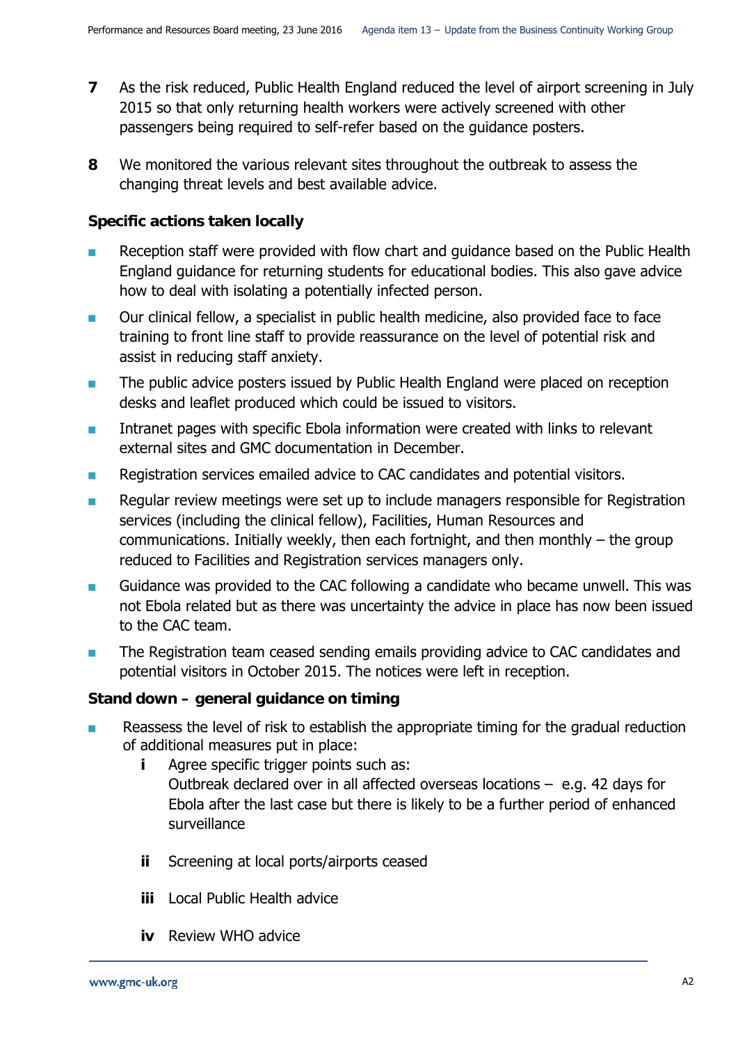7 As the risk reduced, Public Health England reduced the level of airport screening in July 2015 so that only returning health workers were actively screened with other passengers being required to self-refer based on the guidance posters.

8 We monitored the various relevant sites throughout the outbreak to assess the changing threat levels and best available advice.

**Specific actions taken locally**

- Reception staff were provided with flow chart and guidance based on the Public Health England guidance for returning students for educational bodies. This also gave advice how to deal with isolating a potentially infected person.
- Our clinical fellow, a specialist in public health medicine, also provided face to face training to front line staff to provide reassurance on the level of potential risk and assist in reducing staff anxiety.
- The public advice posters issued by Public Health England were placed on reception desks and leaflet produced which could be issued to visitors.
- Intranet pages with specific Ebola information were created with links to relevant external sites and GMC documentation in December.
- Registration services emailed advice to CAC candidates and potential visitors.
- Regular review meetings were set up to include managers responsible for Registration services (including the clinical fellow), Facilities, Human Resources and communications. Initially weekly, then each fortnight, and then monthly – the group reduced to Facilities and Registration services managers only.
- Guidance was provided to the CAC following a candidate who became unwell. This was not Ebola related but as there was uncertainty the advice in place has now been issued to the CAC team.
- The Registration team ceased sending emails providing advice to CAC candidates and potential visitors in October 2015. The notices were left in reception.

**Stand down – general guidance on timing**

- Reassess the level of risk to establish the appropriate timing for the gradual reduction of additional measures put in place:
  - **i** Agree specific trigger points such as: Outbreak declared over in all affected overseas locations – e.g. 42 days for Ebola after the last case but there is likely to be a further period of enhanced surveillance
  - **ii** Screening at local ports/airports ceased
  - **iii** Local Public Health advice
  - **iv** Review WHO advice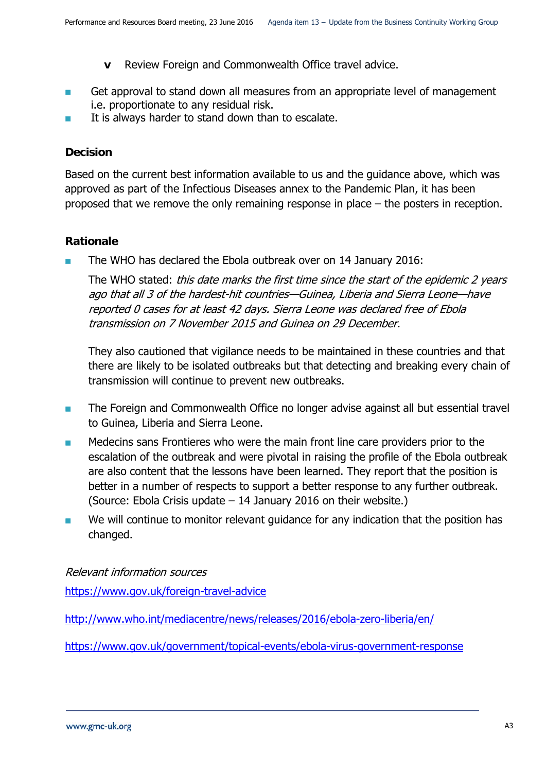- v Review Foreign and Commonwealth Office travel advice.

- Get approval to stand down all measures from an appropriate level of management i.e. proportionate to any residual risk.
- It is always harder to stand down than to escalate.

**Decision**

Based on the current best information available to us and the guidance above, which was approved as part of the Infectious Diseases annex to the Pandemic Plan, it has been proposed that we remove the only remaining response in place – the posters in reception.

**Rationale**

- The WHO has declared the Ebola outbreak over on 14 January 2016:

  The WHO stated: *this date marks the first time since the start of the epidemic 2 years ago that all 3 of the hardest-hit countries—Guinea, Liberia and Sierra Leone—have reported 0 cases for at least 42 days. Sierra Leone was declared free of Ebola transmission on 7 November 2015 and Guinea on 29 December.*

  They also cautioned that vigilance needs to be maintained in these countries and that there are likely to be isolated outbreaks but that detecting and breaking every chain of transmission will continue to prevent new outbreaks.

- The Foreign and Commonwealth Office no longer advise against all but essential travel to Guinea, Liberia and Sierra Leone.
- Medecins sans Frontieres who were the main front line care providers prior to the escalation of the outbreak and were pivotal in raising the profile of the Ebola outbreak are also content that the lessons have been learned. They report that the position is better in a number of respects to support a better response to any further outbreak. (Source: Ebola Crisis update – 14 January 2016 on their website.)
- We will continue to monitor relevant guidance for any indication that the position has changed.

*Relevant information sources*

https://www.gov.uk/foreign-travel-advice

http://www.who.int/mediacentre/news/releases/2016/ebola-zero-liberia/en/

https://www.gov.uk/government/topical-events/ebola-virus-government-response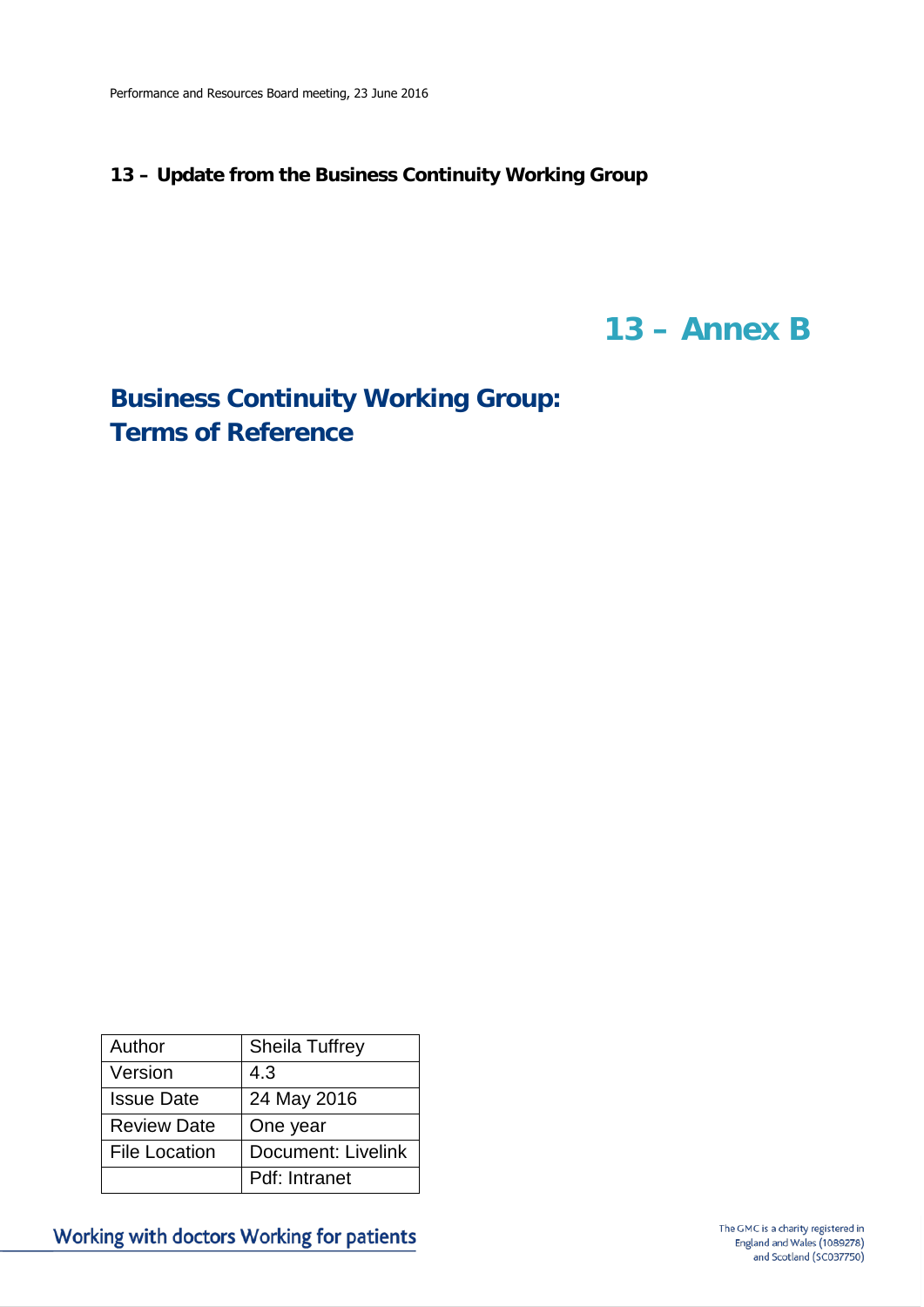## 13 – Update from the Business Continuity Working Group

# 13 – Annex B

# Business Continuity Working Group: Terms of Reference

| Author | Sheila Tuffrey |
| --- | --- |
| Version | 4.3 |
| Issue Date | 24 May 2016 |
| Review Date | One year |
| File Location | Document: Livelink |
| | Pdf: Intranet |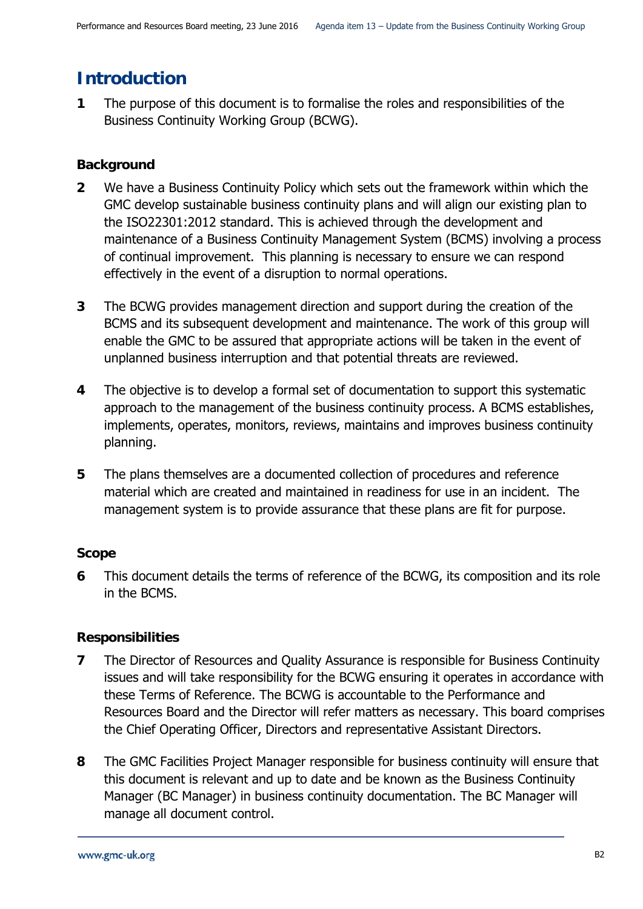# Introduction

**1** The purpose of this document is to formalise the roles and responsibilities of the Business Continuity Working Group (BCWG).

### Background

**2** We have a Business Continuity Policy which sets out the framework within which the GMC develop sustainable business continuity plans and will align our existing plan to the ISO22301:2012 standard. This is achieved through the development and maintenance of a Business Continuity Management System (BCMS) involving a process of continual improvement. This planning is necessary to ensure we can respond effectively in the event of a disruption to normal operations.

**3** The BCWG provides management direction and support during the creation of the BCMS and its subsequent development and maintenance. The work of this group will enable the GMC to be assured that appropriate actions will be taken in the event of unplanned business interruption and that potential threats are reviewed.

**4** The objective is to develop a formal set of documentation to support this systematic approach to the management of the business continuity process. A BCMS establishes, implements, operates, monitors, reviews, maintains and improves business continuity planning.

**5** The plans themselves are a documented collection of procedures and reference material which are created and maintained in readiness for use in an incident. The management system is to provide assurance that these plans are fit for purpose.

### Scope

**6** This document details the terms of reference of the BCWG, its composition and its role in the BCMS.

### Responsibilities

**7** The Director of Resources and Quality Assurance is responsible for Business Continuity issues and will take responsibility for the BCWG ensuring it operates in accordance with these Terms of Reference. The BCWG is accountable to the Performance and Resources Board and the Director will refer matters as necessary. This board comprises the Chief Operating Officer, Directors and representative Assistant Directors.

**8** The GMC Facilities Project Manager responsible for business continuity will ensure that this document is relevant and up to date and be known as the Business Continuity Manager (BC Manager) in business continuity documentation. The BC Manager will manage all document control.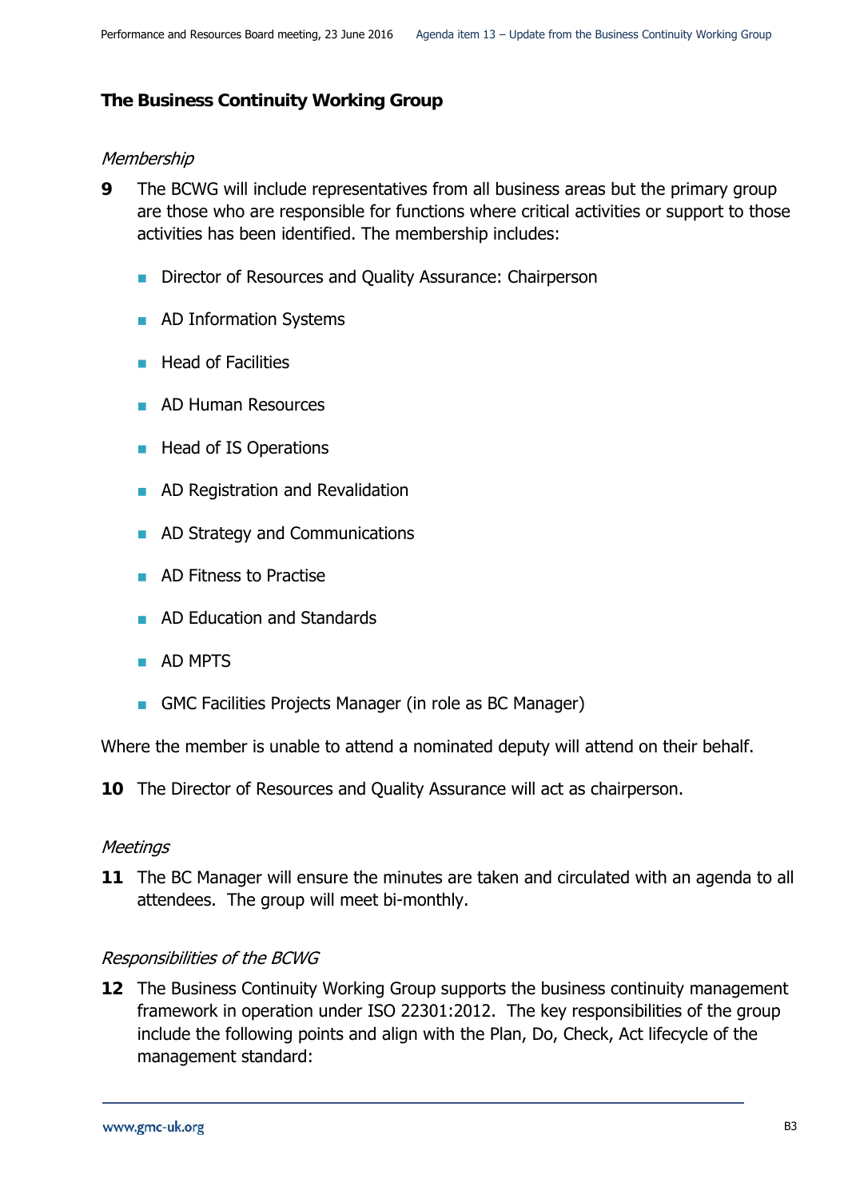## The Business Continuity Working Group

*Membership*

**9** The BCWG will include representatives from all business areas but the primary group are those who are responsible for functions where critical activities or support to those activities has been identified. The membership includes:

- Director of Resources and Quality Assurance: Chairperson
- AD Information Systems
- Head of Facilities
- AD Human Resources
- Head of IS Operations
- AD Registration and Revalidation
- AD Strategy and Communications
- AD Fitness to Practise
- AD Education and Standards
- AD MPTS
- GMC Facilities Projects Manager (in role as BC Manager)

Where the member is unable to attend a nominated deputy will attend on their behalf.

**10** The Director of Resources and Quality Assurance will act as chairperson.

*Meetings*

**11** The BC Manager will ensure the minutes are taken and circulated with an agenda to all attendees. The group will meet bi-monthly.

*Responsibilities of the BCWG*

**12** The Business Continuity Working Group supports the business continuity management framework in operation under ISO 22301:2012. The key responsibilities of the group include the following points and align with the Plan, Do, Check, Act lifecycle of the management standard: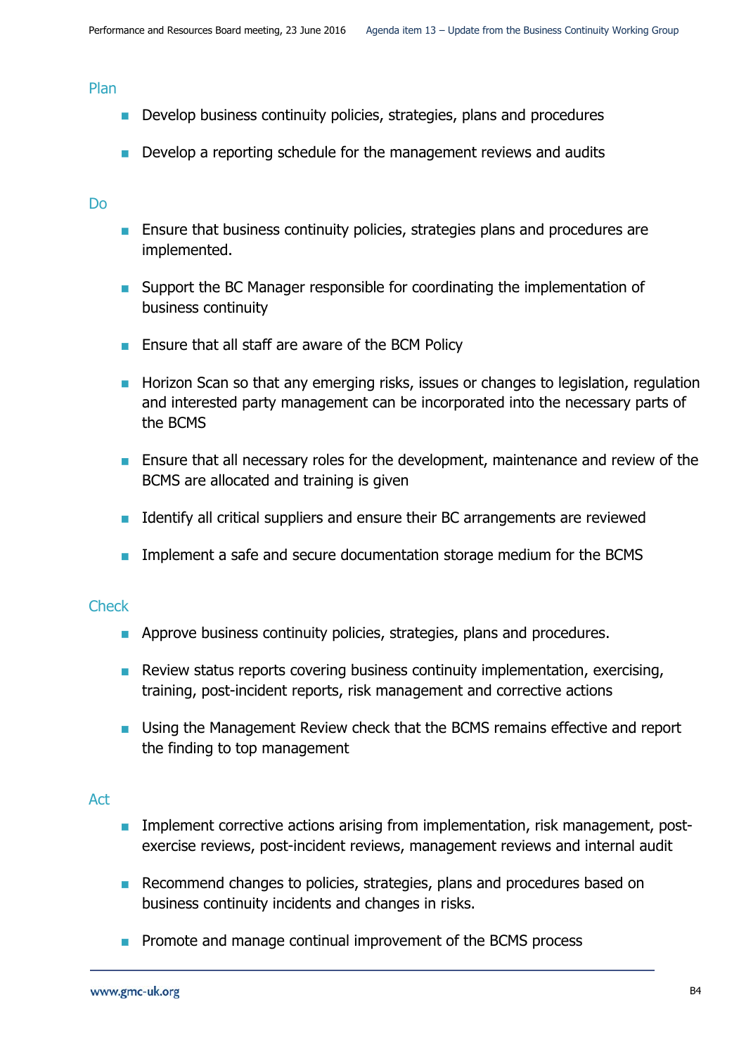### Plan

- Develop business continuity policies, strategies, plans and procedures
- Develop a reporting schedule for the management reviews and audits

### Do

- Ensure that business continuity policies, strategies plans and procedures are implemented.
- Support the BC Manager responsible for coordinating the implementation of business continuity
- Ensure that all staff are aware of the BCM Policy
- Horizon Scan so that any emerging risks, issues or changes to legislation, regulation and interested party management can be incorporated into the necessary parts of the BCMS
- Ensure that all necessary roles for the development, maintenance and review of the BCMS are allocated and training is given
- Identify all critical suppliers and ensure their BC arrangements are reviewed
- Implement a safe and secure documentation storage medium for the BCMS

### Check

- Approve business continuity policies, strategies, plans and procedures.
- Review status reports covering business continuity implementation, exercising, training, post-incident reports, risk management and corrective actions
- Using the Management Review check that the BCMS remains effective and report the finding to top management

### Act

- Implement corrective actions arising from implementation, risk management, post-exercise reviews, post-incident reviews, management reviews and internal audit
- Recommend changes to policies, strategies, plans and procedures based on business continuity incidents and changes in risks.
- Promote and manage continual improvement of the BCMS process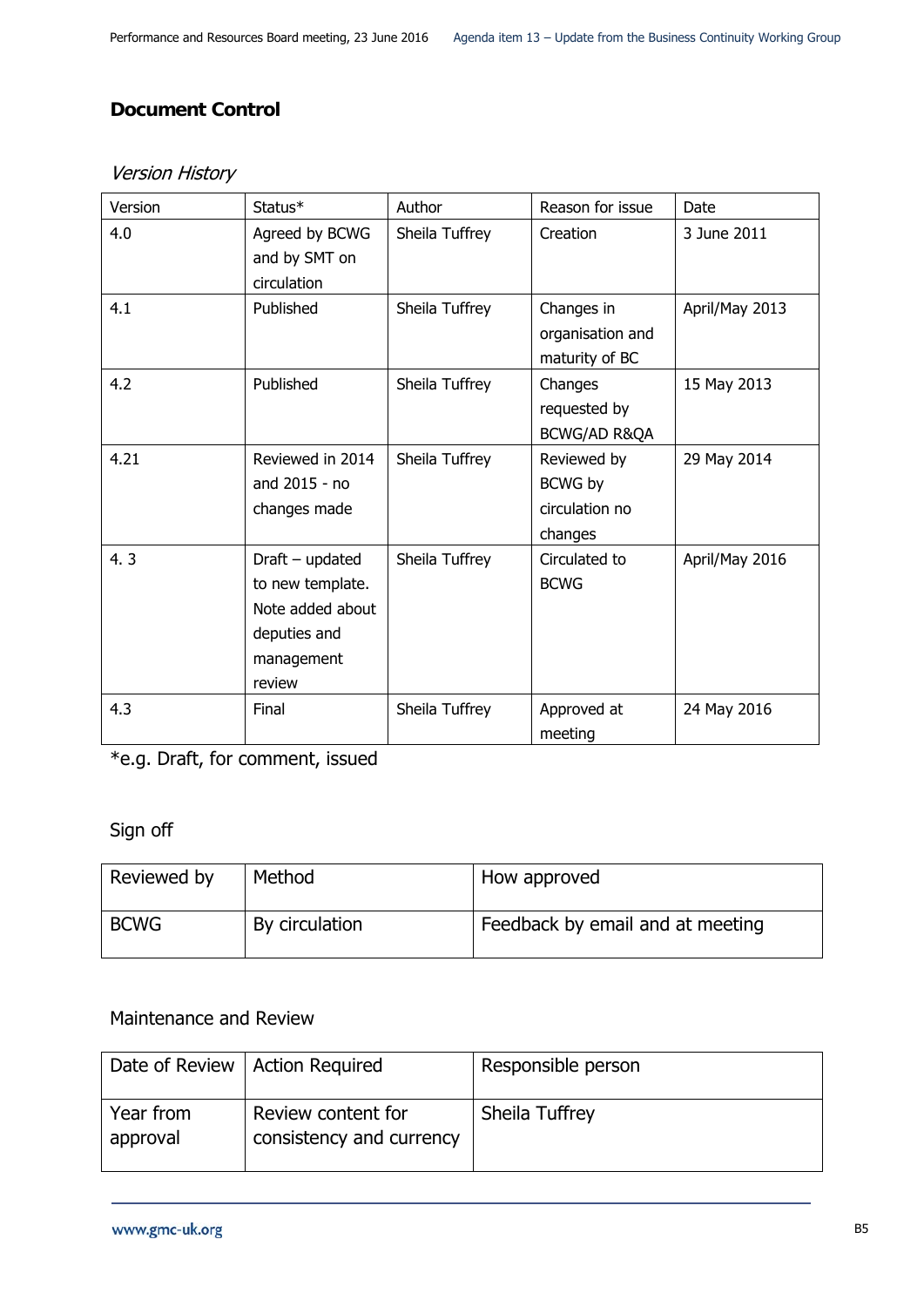## Document Control

*Version History*

| Version | Status* | Author | Reason for issue | Date |
|---|---|---|---|---|
| 4.0 | Agreed by BCWG and by SMT on circulation | Sheila Tuffrey | Creation | 3 June 2011 |
| 4.1 | Published | Sheila Tuffrey | Changes in organisation and maturity of BC | April/May 2013 |
| 4.2 | Published | Sheila Tuffrey | Changes requested by BCWG/AD R&QA | 15 May 2013 |
| 4.21 | Reviewed in 2014 and 2015 - no changes made | Sheila Tuffrey | Reviewed by BCWG by circulation no changes | 29 May 2014 |
| 4. 3 | Draft – updated to new template. Note added about deputies and management review | Sheila Tuffrey | Circulated to BCWG | April/May 2016 |
| 4.3 | Final | Sheila Tuffrey | Approved at meeting | 24 May 2016 |

*e.g. Draft, for comment, issued

Sign off

| Reviewed by | Method | How approved |
|---|---|---|
| BCWG | By circulation | Feedback by email and at meeting |

Maintenance and Review

| Date of Review | Action Required | Responsible person |
|---|---|---|
| Year from approval | Review content for consistency and currency | Sheila Tuffrey |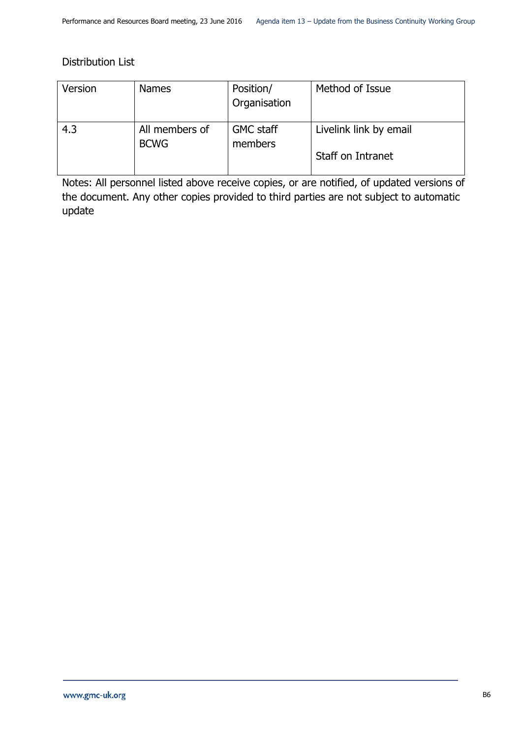Distribution List

| Version | Names | Position/ Organisation | Method of Issue |
|---|---|---|---|
| 4.3 | All members of BCWG | GMC staff members | Livelink link by email<br><br>Staff on Intranet |

Notes: All personnel listed above receive copies, or are notified, of updated versions of the document. Any other copies provided to third parties are not subject to automatic update